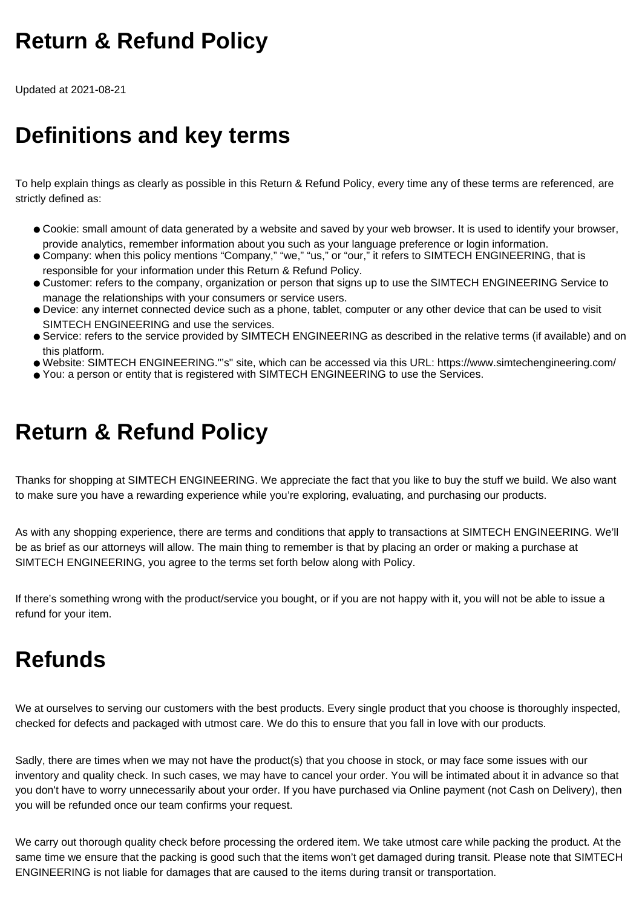# Return & Refund Policy

Updated at 2021-08-21

# Definitions and key terms

To help explain things as clearly as possible in this Return & Refund Policy, every time any of these terms are referenced, are strictly defined as:

- Cookie: small amount of data generated by a website and saved by your web browser. It is used to identify your browser, provide analytics, remember information about you such as your language preference or login information.
- Company: when this policy mentions "Company," "we," "us," or "our," it refers to SIMTECH ENGINEERING, that is responsible for your information under this Return & Refund Policy.
- Customer: refers to the company, organization or person that signs up to use the SIMTECH ENGINEERING Service to manage the relationships with your consumers or service users.
- Device: any internet connected device such as a phone, tablet, computer or any other device that can be used to visit SIMTECH ENGINEERING and use the services.
- Service: refers to the service provided by SIMTECH ENGINEERING as described in the relative terms (if available) and on this platform.
- Website: SIMTECH ENGINEERING."'s" site, which can be accessed via this URL: https://www.simtechengineering.com/
- You: a person or entity that is registered with SIMTECH ENGINEERING to use the Services.

# Return & Refund Policy

Thanks for shopping at SIMTECH ENGINEERING. We appreciate the fact that you like to buy the stuff we build. We also want to make sure you have a rewarding experience while you're exploring, evaluating, and purchasing our products.

As with any shopping experience, there are terms and conditions that apply to transactions at SIMTECH ENGINEERING. We'll be as brief as our attorneys will allow. The main thing to remember is that by placing an order or making a purchase at SIMTECH ENGINEERING, you agree to the terms set forth below along with Policy.

If there's something wrong with the product/service you bought, or if you are not happy with it, you will not be able to issue a refund for your item.

# Refunds

We at ourselves to serving our customers with the best products. Every single product that you choose is thoroughly inspected, checked for defects and packaged with utmost care. We do this to ensure that you fall in love with our products.

Sadly, there are times when we may not have the product(s) that you choose in stock, or may face some issues with our inventory and quality check. In such cases, we may have to cancel your order. You will be intimated about it in advance so that you don't have to worry unnecessarily about your order. If you have purchased via Online payment (not Cash on Delivery), then you will be refunded once our team confirms your request.

We carry out thorough quality check before processing the ordered item. We take utmost care while packing the product. At the same time we ensure that the packing is good such that the items won't get damaged during transit. Please note that SIMTECH ENGINEERING is not liable for damages that are caused to the items during transit or transportation.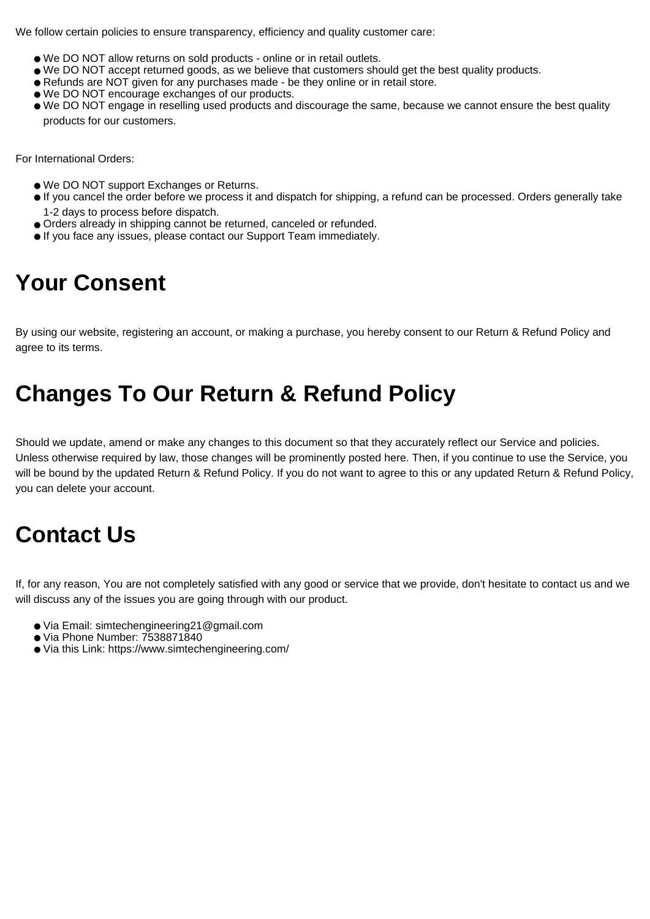We follow certain policies to ensure transparency, efficiency and quality customer care:

- We DO NOT allow returns on sold products - online or in retail outlets.
- We DO NOT accept returned goods, as we believe that customers should get the best quality products.
- Refunds are NOT given for any purchases made - be they online or in retail store.
- We DO NOT encourage exchanges of our products.
- We DO NOT engage in reselling used products and discourage the same, because we cannot ensure the best quality products for our customers.

For International Orders:

- We DO NOT support Exchanges or Returns.
- If you cancel the order before we process it and dispatch for shipping, a refund can be processed. Orders generally take 1-2 days to process before dispatch.
- Orders already in shipping cannot be returned, canceled or refunded.
- If you face any issues, please contact our Support Team immediately.

# Your Consent

By using our website, registering an account, or making a purchase, you hereby consent to our Return & Refund Policy and agree to its terms.

# Changes To Our Return & Refund Policy

Should we update, amend or make any changes to this document so that they accurately reflect our Service and policies. Unless otherwise required by law, those changes will be prominently posted here. Then, if you continue to use the Service, you will be bound by the updated Return & Refund Policy. If you do not want to agree to this or any updated Return & Refund Policy, you can delete your account.

# Contact Us

If, for any reason, You are not completely satisfied with any good or service that we provide, don't hesitate to contact us and we will discuss any of the issues you are going through with our product.

- Via Email: simtechengineering21@gmail.com
- Via Phone Number: 7538871840
- Via this Link: https://www.simtechengineering.com/